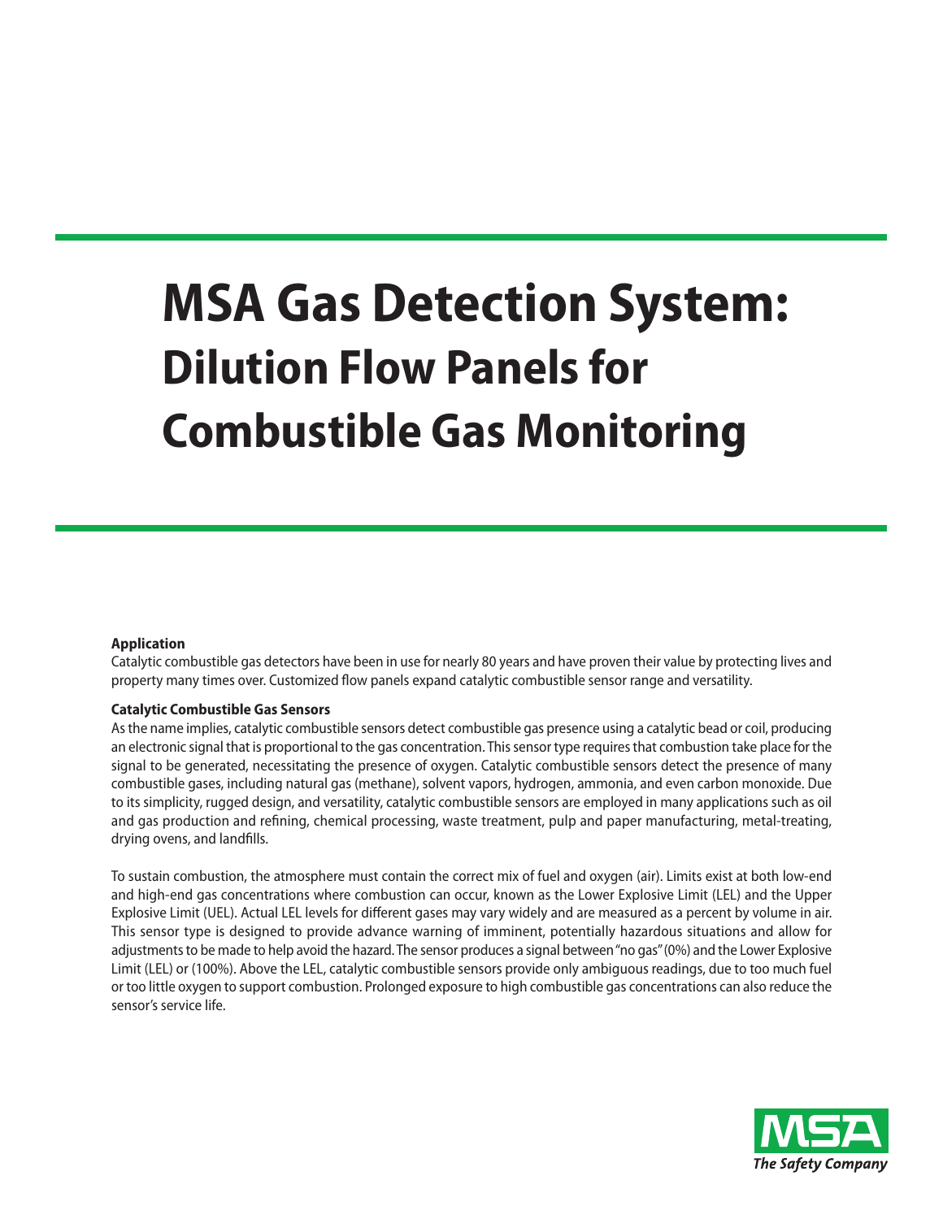# MSA Gas Detection System: Dilution Flow Panels for Combustible Gas Monitoring

**Application**

Catalytic combustible gas detectors have been in use for nearly 80 years and have proven their value by protecting lives and property many times over. Customized flow panels expand catalytic combustible sensor range and versatility.

**Catalytic Combustible Gas Sensors**

As the name implies, catalytic combustible sensors detect combustible gas presence using a catalytic bead or coil, producing an electronic signal that is proportional to the gas concentration. This sensor type requires that combustion take place for the signal to be generated, necessitating the presence of oxygen. Catalytic combustible sensors detect the presence of many combustible gases, including natural gas (methane), solvent vapors, hydrogen, ammonia, and even carbon monoxide. Due to its simplicity, rugged design, and versatility, catalytic combustible sensors are employed in many applications such as oil and gas production and refining, chemical processing, waste treatment, pulp and paper manufacturing, metal-treating, drying ovens, and landfills.

To sustain combustion, the atmosphere must contain the correct mix of fuel and oxygen (air). Limits exist at both low-end and high-end gas concentrations where combustion can occur, known as the Lower Explosive Limit (LEL) and the Upper Explosive Limit (UEL). Actual LEL levels for different gases may vary widely and are measured as a percent by volume in air. This sensor type is designed to provide advance warning of imminent, potentially hazardous situations and allow for adjustments to be made to help avoid the hazard. The sensor produces a signal between "no gas" (0%) and the Lower Explosive Limit (LEL) or (100%). Above the LEL, catalytic combustible sensors provide only ambiguous readings, due to too much fuel or too little oxygen to support combustion. Prolonged exposure to high combustible gas concentrations can also reduce the sensor's service life.

MSA
*The Safety Company*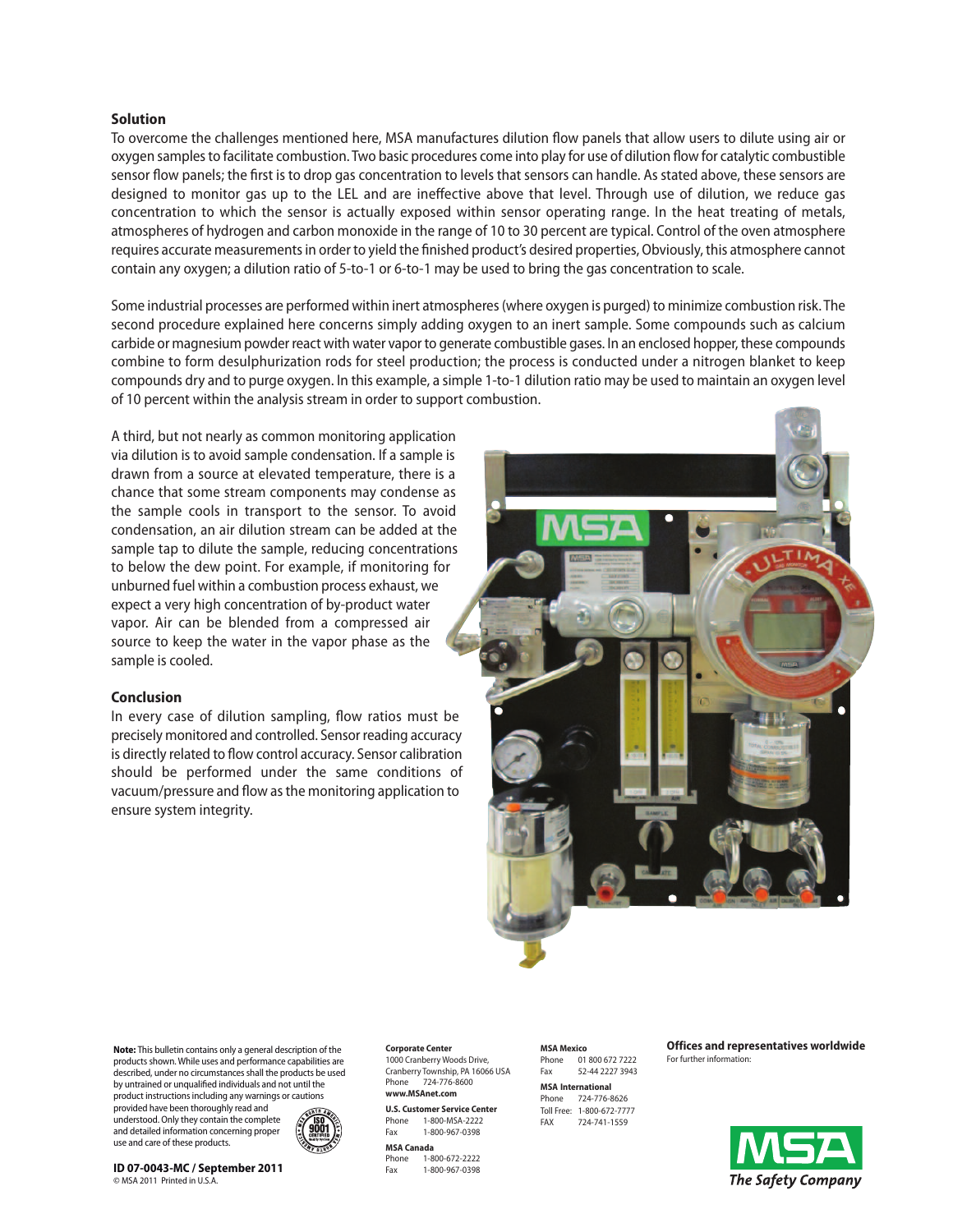## Solution

To overcome the challenges mentioned here, MSA manufactures dilution flow panels that allow users to dilute using air or oxygen samples to facilitate combustion. Two basic procedures come into play for use of dilution flow for catalytic combustible sensor flow panels; the first is to drop gas concentration to levels that sensors can handle. As stated above, these sensors are designed to monitor gas up to the LEL and are ineffective above that level. Through use of dilution, we reduce gas concentration to which the sensor is actually exposed within sensor operating range. In the heat treating of metals, atmospheres of hydrogen and carbon monoxide in the range of 10 to 30 percent are typical. Control of the oven atmosphere requires accurate measurements in order to yield the finished product's desired properties, Obviously, this atmosphere cannot contain any oxygen; a dilution ratio of 5-to-1 or 6-to-1 may be used to bring the gas concentration to scale.

Some industrial processes are performed within inert atmospheres (where oxygen is purged) to minimize combustion risk. The second procedure explained here concerns simply adding oxygen to an inert sample. Some compounds such as calcium carbide or magnesium powder react with water vapor to generate combustible gases. In an enclosed hopper, these compounds combine to form desulphurization rods for steel production; the process is conducted under a nitrogen blanket to keep compounds dry and to purge oxygen. In this example, a simple 1-to-1 dilution ratio may be used to maintain an oxygen level of 10 percent within the analysis stream in order to support combustion.

A third, but not nearly as common monitoring application via dilution is to avoid sample condensation. If a sample is drawn from a source at elevated temperature, there is a chance that some stream components may condense as the sample cools in transport to the sensor. To avoid condensation, an air dilution stream can be added at the sample tap to dilute the sample, reducing concentrations to below the dew point. For example, if monitoring for unburned fuel within a combustion process exhaust, we expect a very high concentration of by-product water vapor. Air can be blended from a compressed air source to keep the water in the vapor phase as the sample is cooled.

## Conclusion

In every case of dilution sampling, flow ratios must be precisely monitored and controlled. Sensor reading accuracy is directly related to flow control accuracy. Sensor calibration should be performed under the same conditions of vacuum/pressure and flow as the monitoring application to ensure system integrity.

**Note:** This bulletin contains only a general description of the products shown. While uses and performance capabilities are described, under no circumstances shall the products be used by untrained or unqualified individuals and not until the product instructions including any warnings or cautions provided have been thoroughly read and understood. Only they contain the complete and detailed information concerning proper use and care of these products.

**ID 07-0043-MC / September 2011**
© MSA 2011 Printed in U.S.A.

**Corporate Center**
1000 Cranberry Woods Drive,
Cranberry Township, PA 16066 USA
Phone 724-776-8600
**www.MSAnet.com**

**U.S. Customer Service Center**
Phone 1-800-MSA-2222
Fax 1-800-967-0398

**MSA Canada**
Phone 1-800-672-2222
Fax 1-800-967-0398

**MSA Mexico**
Phone 01 800 672 7222
Fax 52-44 2227 3943

**MSA International**
Phone 724-776-8626
Toll Free: 1-800-672-7777
FAX 724-741-1559

**Offices and representatives worldwide**
For further information:

MSA
*The Safety Company*